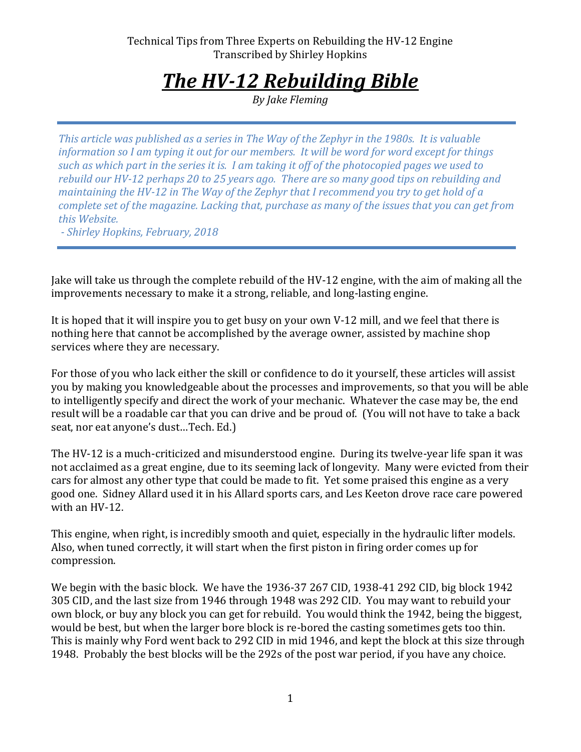Technical Tips from Three Experts on Rebuilding the HV-12 Engine
Transcribed by Shirley Hopkins

# ***The HV-12 Rebuilding Bible***

*By Jake Fleming*

---

*This article was published as a series in The Way of the Zephyr in the 1980s. It is valuable information so I am typing it out for our members. It will be word for word except for things such as which part in the series it is. I am taking it off of the photocopied pages we used to rebuild our HV-12 perhaps 20 to 25 years ago. There are so many good tips on rebuilding and maintaining the HV-12 in The Way of the Zephyr that I recommend you try to get hold of a complete set of the magazine. Lacking that, purchase as many of the issues that you can get from this Website.*

*- Shirley Hopkins, February, 2018*

---

Jake will take us through the complete rebuild of the HV-12 engine, with the aim of making all the improvements necessary to make it a strong, reliable, and long-lasting engine.

It is hoped that it will inspire you to get busy on your own V-12 mill, and we feel that there is nothing here that cannot be accomplished by the average owner, assisted by machine shop services where they are necessary.

For those of you who lack either the skill or confidence to do it yourself, these articles will assist you by making you knowledgeable about the processes and improvements, so that you will be able to intelligently specify and direct the work of your mechanic. Whatever the case may be, the end result will be a roadable car that you can drive and be proud of. (You will not have to take a back seat, nor eat anyone's dust…Tech. Ed.)

The HV-12 is a much-criticized and misunderstood engine. During its twelve-year life span it was not acclaimed as a great engine, due to its seeming lack of longevity. Many were evicted from their cars for almost any other type that could be made to fit. Yet some praised this engine as a very good one. Sidney Allard used it in his Allard sports cars, and Les Keeton drove race care powered with an HV-12.

This engine, when right, is incredibly smooth and quiet, especially in the hydraulic lifter models. Also, when tuned correctly, it will start when the first piston in firing order comes up for compression.

We begin with the basic block. We have the 1936-37 267 CID, 1938-41 292 CID, big block 1942 305 CID, and the last size from 1946 through 1948 was 292 CID. You may want to rebuild your own block, or buy any block you can get for rebuild. You would think the 1942, being the biggest, would be best, but when the larger bore block is re-bored the casting sometimes gets too thin. This is mainly why Ford went back to 292 CID in mid 1946, and kept the block at this size through 1948. Probably the best blocks will be the 292s of the post war period, if you have any choice.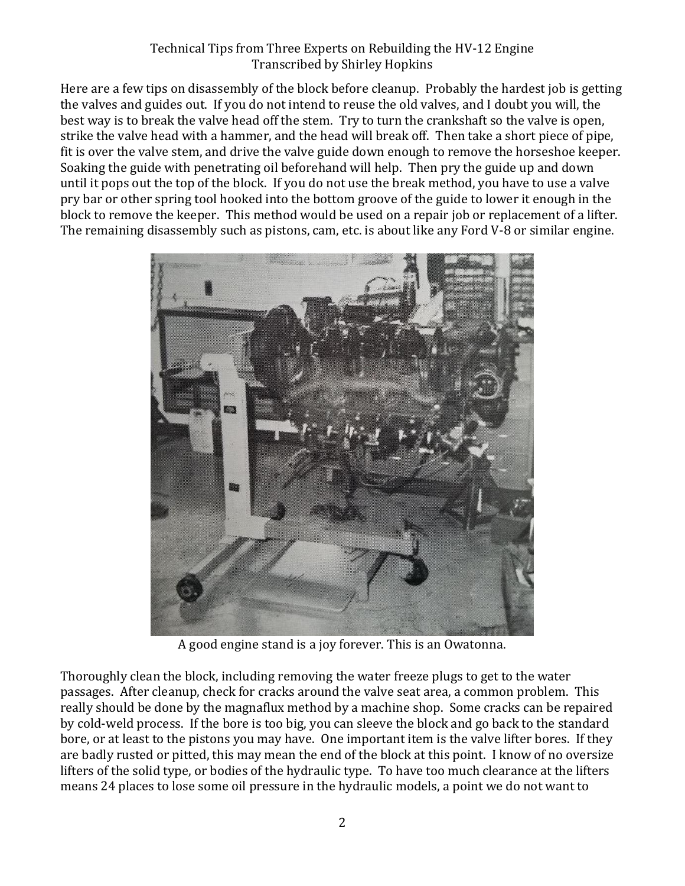Technical Tips from Three Experts on Rebuilding the HV-12 Engine
Transcribed by Shirley Hopkins

Here are a few tips on disassembly of the block before cleanup. Probably the hardest job is getting the valves and guides out. If you do not intend to reuse the old valves, and I doubt you will, the best way is to break the valve head off the stem. Try to turn the crankshaft so the valve is open, strike the valve head with a hammer, and the head will break off. Then take a short piece of pipe, fit is over the valve stem, and drive the valve guide down enough to remove the horseshoe keeper. Soaking the guide with penetrating oil beforehand will help. Then pry the guide up and down until it pops out the top of the block. If you do not use the break method, you have to use a valve pry bar or other spring tool hooked into the bottom groove of the guide to lower it enough in the block to remove the keeper. This method would be used on a repair job or replacement of a lifter. The remaining disassembly such as pistons, cam, etc. is about like any Ford V-8 or similar engine.

A good engine stand is a joy forever. This is an Owatonna.

Thoroughly clean the block, including removing the water freeze plugs to get to the water passages. After cleanup, check for cracks around the valve seat area, a common problem. This really should be done by the magnaflux method by a machine shop. Some cracks can be repaired by cold-weld process. If the bore is too big, you can sleeve the block and go back to the standard bore, or at least to the pistons you may have. One important item is the valve lifter bores. If they are badly rusted or pitted, this may mean the end of the block at this point. I know of no oversize lifters of the solid type, or bodies of the hydraulic type. To have too much clearance at the lifters means 24 places to lose some oil pressure in the hydraulic models, a point we do not want to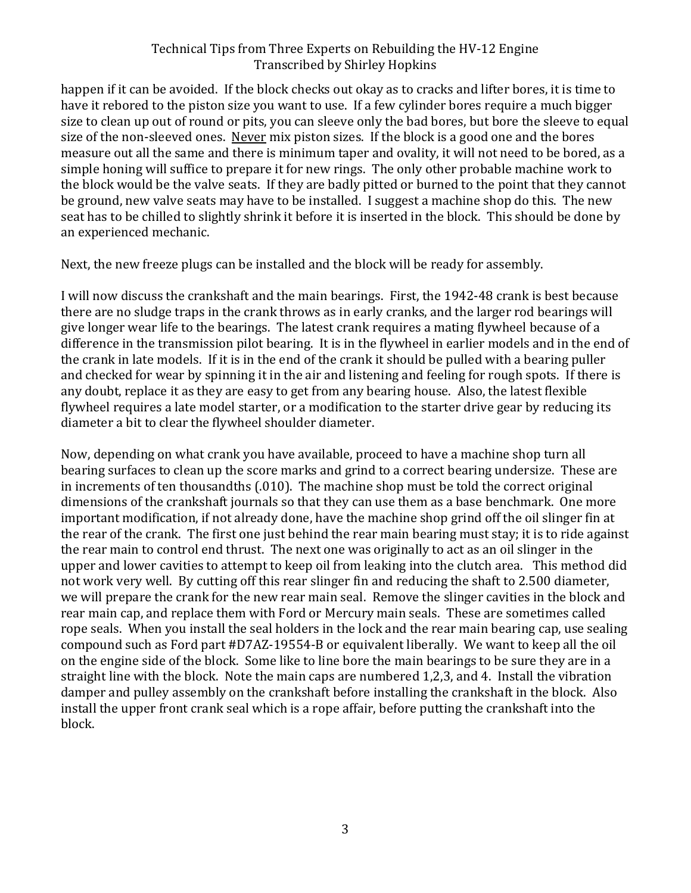happen if it can be avoided. If the block checks out okay as to cracks and lifter bores, it is time to have it rebored to the piston size you want to use. If a few cylinder bores require a much bigger size to clean up out of round or pits, you can sleeve only the bad bores, but bore the sleeve to equal size of the non-sleeved ones. <u>Never</u> mix piston sizes. If the block is a good one and the bores measure out all the same and there is minimum taper and ovality, it will not need to be bored, as a simple honing will suffice to prepare it for new rings. The only other probable machine work to the block would be the valve seats. If they are badly pitted or burned to the point that they cannot be ground, new valve seats may have to be installed. I suggest a machine shop do this. The new seat has to be chilled to slightly shrink it before it is inserted in the block. This should be done by an experienced mechanic.

Next, the new freeze plugs can be installed and the block will be ready for assembly.

I will now discuss the crankshaft and the main bearings. First, the 1942-48 crank is best because there are no sludge traps in the crank throws as in early cranks, and the larger rod bearings will give longer wear life to the bearings. The latest crank requires a mating flywheel because of a difference in the transmission pilot bearing. It is in the flywheel in earlier models and in the end of the crank in late models. If it is in the end of the crank it should be pulled with a bearing puller and checked for wear by spinning it in the air and listening and feeling for rough spots. If there is any doubt, replace it as they are easy to get from any bearing house. Also, the latest flexible flywheel requires a late model starter, or a modification to the starter drive gear by reducing its diameter a bit to clear the flywheel shoulder diameter.

Now, depending on what crank you have available, proceed to have a machine shop turn all bearing surfaces to clean up the score marks and grind to a correct bearing undersize. These are in increments of ten thousandths (.010). The machine shop must be told the correct original dimensions of the crankshaft journals so that they can use them as a base benchmark. One more important modification, if not already done, have the machine shop grind off the oil slinger fin at the rear of the crank. The first one just behind the rear main bearing must stay; it is to ride against the rear main to control end thrust. The next one was originally to act as an oil slinger in the upper and lower cavities to attempt to keep oil from leaking into the clutch area. This method did not work very well. By cutting off this rear slinger fin and reducing the shaft to 2.500 diameter, we will prepare the crank for the new rear main seal. Remove the slinger cavities in the block and rear main cap, and replace them with Ford or Mercury main seals. These are sometimes called rope seals. When you install the seal holders in the lock and the rear main bearing cap, use sealing compound such as Ford part #D7AZ-19554-B or equivalent liberally. We want to keep all the oil on the engine side of the block. Some like to line bore the main bearings to be sure they are in a straight line with the block. Note the main caps are numbered 1,2,3, and 4. Install the vibration damper and pulley assembly on the crankshaft before installing the crankshaft in the block. Also install the upper front crank seal which is a rope affair, before putting the crankshaft into the block.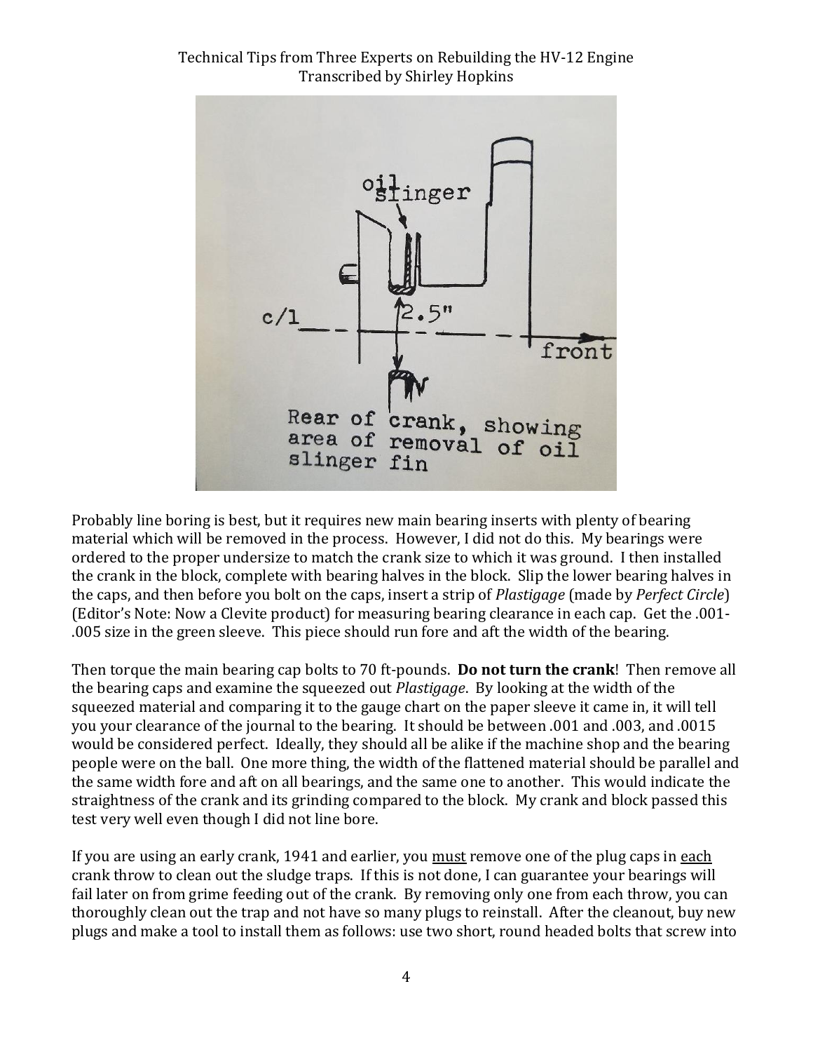Rear of crank, showing area of removal of oil slinger fin

Probably line boring is best, but it requires new main bearing inserts with plenty of bearing material which will be removed in the process. However, I did not do this. My bearings were ordered to the proper undersize to match the crank size to which it was ground. I then installed the crank in the block, complete with bearing halves in the block. Slip the lower bearing halves in the caps, and then before you bolt on the caps, insert a strip of *Plastigage* (made by *Perfect Circle*) (Editor's Note: Now a Clevite product) for measuring bearing clearance in each cap. Get the .001-.005 size in the green sleeve. This piece should run fore and aft the width of the bearing.

Then torque the main bearing cap bolts to 70 ft-pounds. **Do not turn the crank**! Then remove all the bearing caps and examine the squeezed out *Plastigage*. By looking at the width of the squeezed material and comparing it to the gauge chart on the paper sleeve it came in, it will tell you your clearance of the journal to the bearing. It should be between .001 and .003, and .0015 would be considered perfect. Ideally, they should all be alike if the machine shop and the bearing people were on the ball. One more thing, the width of the flattened material should be parallel and the same width fore and aft on all bearings, and the same one to another. This would indicate the straightness of the crank and its grinding compared to the block. My crank and block passed this test very well even though I did not line bore.

If you are using an early crank, 1941 and earlier, you <u>must</u> remove one of the plug caps in <u>each</u> crank throw to clean out the sludge traps. If this is not done, I can guarantee your bearings will fail later on from grime feeding out of the crank. By removing only one from each throw, you can thoroughly clean out the trap and not have so many plugs to reinstall. After the cleanout, buy new plugs and make a tool to install them as follows: use two short, round headed bolts that screw into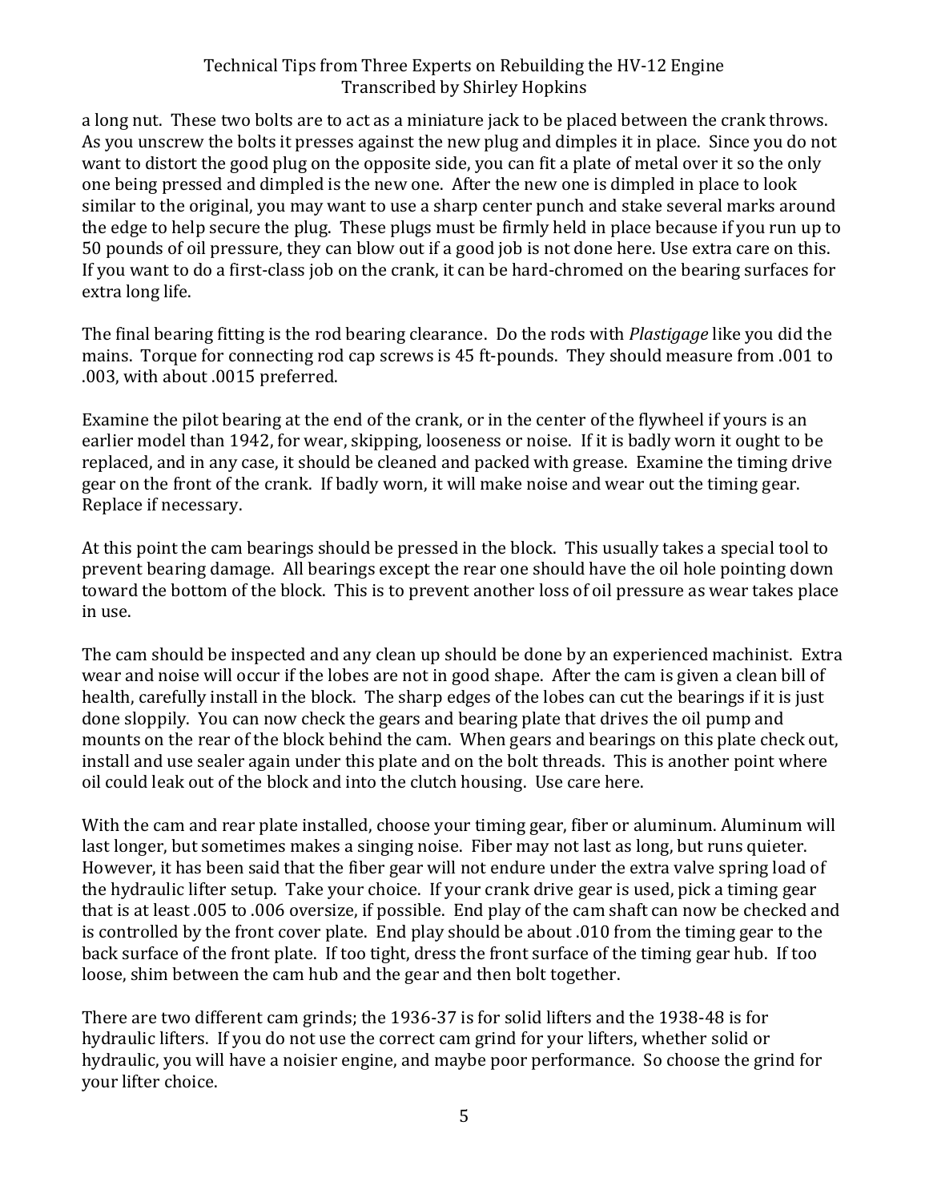a long nut. These two bolts are to act as a miniature jack to be placed between the crank throws. As you unscrew the bolts it presses against the new plug and dimples it in place. Since you do not want to distort the good plug on the opposite side, you can fit a plate of metal over it so the only one being pressed and dimpled is the new one. After the new one is dimpled in place to look similar to the original, you may want to use a sharp center punch and stake several marks around the edge to help secure the plug. These plugs must be firmly held in place because if you run up to 50 pounds of oil pressure, they can blow out if a good job is not done here. Use extra care on this. If you want to do a first-class job on the crank, it can be hard-chromed on the bearing surfaces for extra long life.

The final bearing fitting is the rod bearing clearance. Do the rods with *Plastigage* like you did the mains. Torque for connecting rod cap screws is 45 ft-pounds. They should measure from .001 to .003, with about .0015 preferred.

Examine the pilot bearing at the end of the crank, or in the center of the flywheel if yours is an earlier model than 1942, for wear, skipping, looseness or noise. If it is badly worn it ought to be replaced, and in any case, it should be cleaned and packed with grease. Examine the timing drive gear on the front of the crank. If badly worn, it will make noise and wear out the timing gear. Replace if necessary.

At this point the cam bearings should be pressed in the block. This usually takes a special tool to prevent bearing damage. All bearings except the rear one should have the oil hole pointing down toward the bottom of the block. This is to prevent another loss of oil pressure as wear takes place in use.

The cam should be inspected and any clean up should be done by an experienced machinist. Extra wear and noise will occur if the lobes are not in good shape. After the cam is given a clean bill of health, carefully install in the block. The sharp edges of the lobes can cut the bearings if it is just done sloppily. You can now check the gears and bearing plate that drives the oil pump and mounts on the rear of the block behind the cam. When gears and bearings on this plate check out, install and use sealer again under this plate and on the bolt threads. This is another point where oil could leak out of the block and into the clutch housing. Use care here.

With the cam and rear plate installed, choose your timing gear, fiber or aluminum. Aluminum will last longer, but sometimes makes a singing noise. Fiber may not last as long, but runs quieter. However, it has been said that the fiber gear will not endure under the extra valve spring load of the hydraulic lifter setup. Take your choice. If your crank drive gear is used, pick a timing gear that is at least .005 to .006 oversize, if possible. End play of the cam shaft can now be checked and is controlled by the front cover plate. End play should be about .010 from the timing gear to the back surface of the front plate. If too tight, dress the front surface of the timing gear hub. If too loose, shim between the cam hub and the gear and then bolt together.

There are two different cam grinds; the 1936-37 is for solid lifters and the 1938-48 is for hydraulic lifters. If you do not use the correct cam grind for your lifters, whether solid or hydraulic, you will have a noisier engine, and maybe poor performance. So choose the grind for your lifter choice.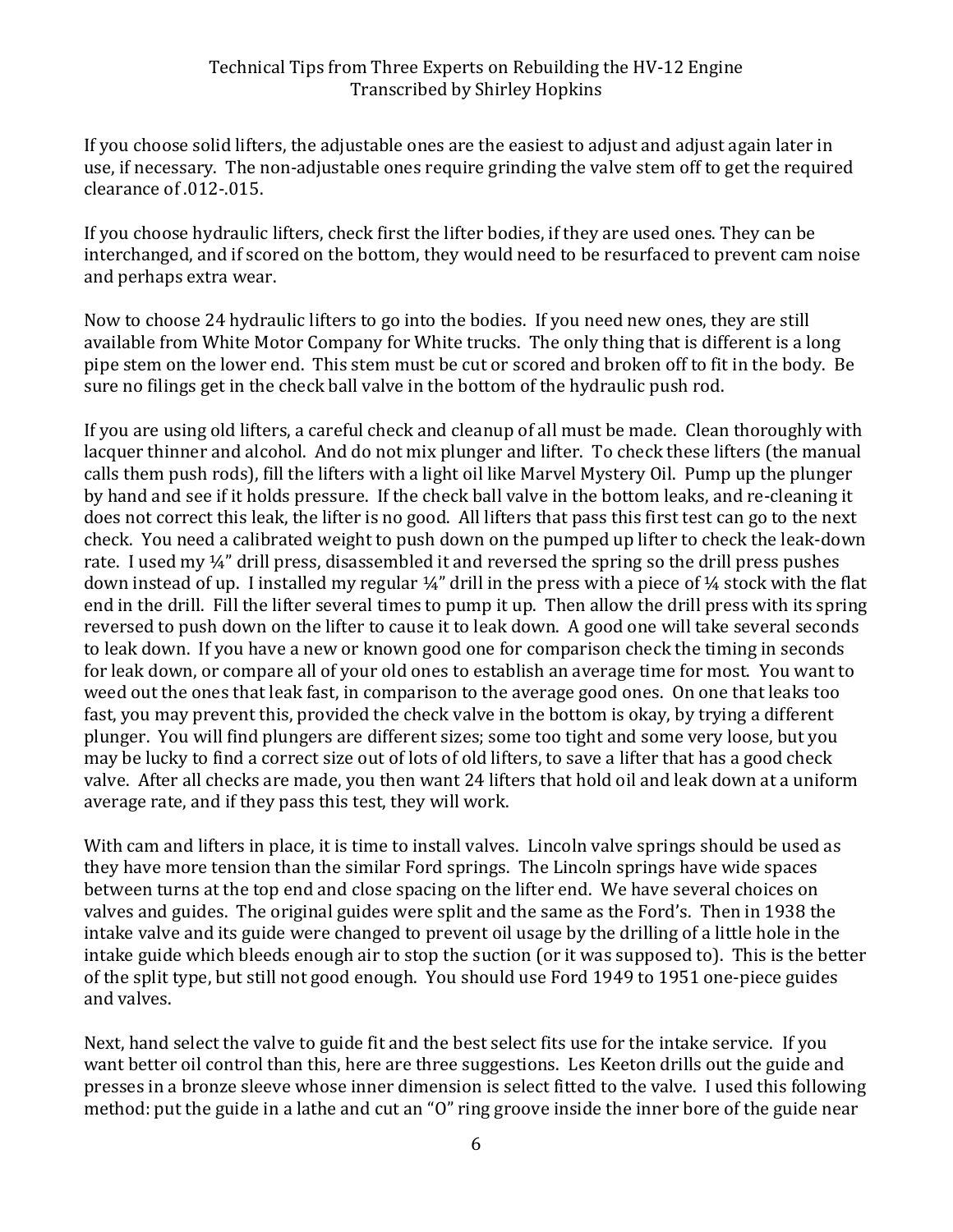If you choose solid lifters, the adjustable ones are the easiest to adjust and adjust again later in use, if necessary. The non-adjustable ones require grinding the valve stem off to get the required clearance of .012-.015.

If you choose hydraulic lifters, check first the lifter bodies, if they are used ones. They can be interchanged, and if scored on the bottom, they would need to be resurfaced to prevent cam noise and perhaps extra wear.

Now to choose 24 hydraulic lifters to go into the bodies. If you need new ones, they are still available from White Motor Company for White trucks. The only thing that is different is a long pipe stem on the lower end. This stem must be cut or scored and broken off to fit in the body. Be sure no filings get in the check ball valve in the bottom of the hydraulic push rod.

If you are using old lifters, a careful check and cleanup of all must be made. Clean thoroughly with lacquer thinner and alcohol. And do not mix plunger and lifter. To check these lifters (the manual calls them push rods), fill the lifters with a light oil like Marvel Mystery Oil. Pump up the plunger by hand and see if it holds pressure. If the check ball valve in the bottom leaks, and re-cleaning it does not correct this leak, the lifter is no good. All lifters that pass this first test can go to the next check. You need a calibrated weight to push down on the pumped up lifter to check the leak-down rate. I used my ¼" drill press, disassembled it and reversed the spring so the drill press pushes down instead of up. I installed my regular ¼" drill in the press with a piece of ¼ stock with the flat end in the drill. Fill the lifter several times to pump it up. Then allow the drill press with its spring reversed to push down on the lifter to cause it to leak down. A good one will take several seconds to leak down. If you have a new or known good one for comparison check the timing in seconds for leak down, or compare all of your old ones to establish an average time for most. You want to weed out the ones that leak fast, in comparison to the average good ones. On one that leaks too fast, you may prevent this, provided the check valve in the bottom is okay, by trying a different plunger. You will find plungers are different sizes; some too tight and some very loose, but you may be lucky to find a correct size out of lots of old lifters, to save a lifter that has a good check valve. After all checks are made, you then want 24 lifters that hold oil and leak down at a uniform average rate, and if they pass this test, they will work.

With cam and lifters in place, it is time to install valves. Lincoln valve springs should be used as they have more tension than the similar Ford springs. The Lincoln springs have wide spaces between turns at the top end and close spacing on the lifter end. We have several choices on valves and guides. The original guides were split and the same as the Ford's. Then in 1938 the intake valve and its guide were changed to prevent oil usage by the drilling of a little hole in the intake guide which bleeds enough air to stop the suction (or it was supposed to). This is the better of the split type, but still not good enough. You should use Ford 1949 to 1951 one-piece guides and valves.

Next, hand select the valve to guide fit and the best select fits use for the intake service. If you want better oil control than this, here are three suggestions. Les Keeton drills out the guide and presses in a bronze sleeve whose inner dimension is select fitted to the valve. I used this following method: put the guide in a lathe and cut an "O" ring groove inside the inner bore of the guide near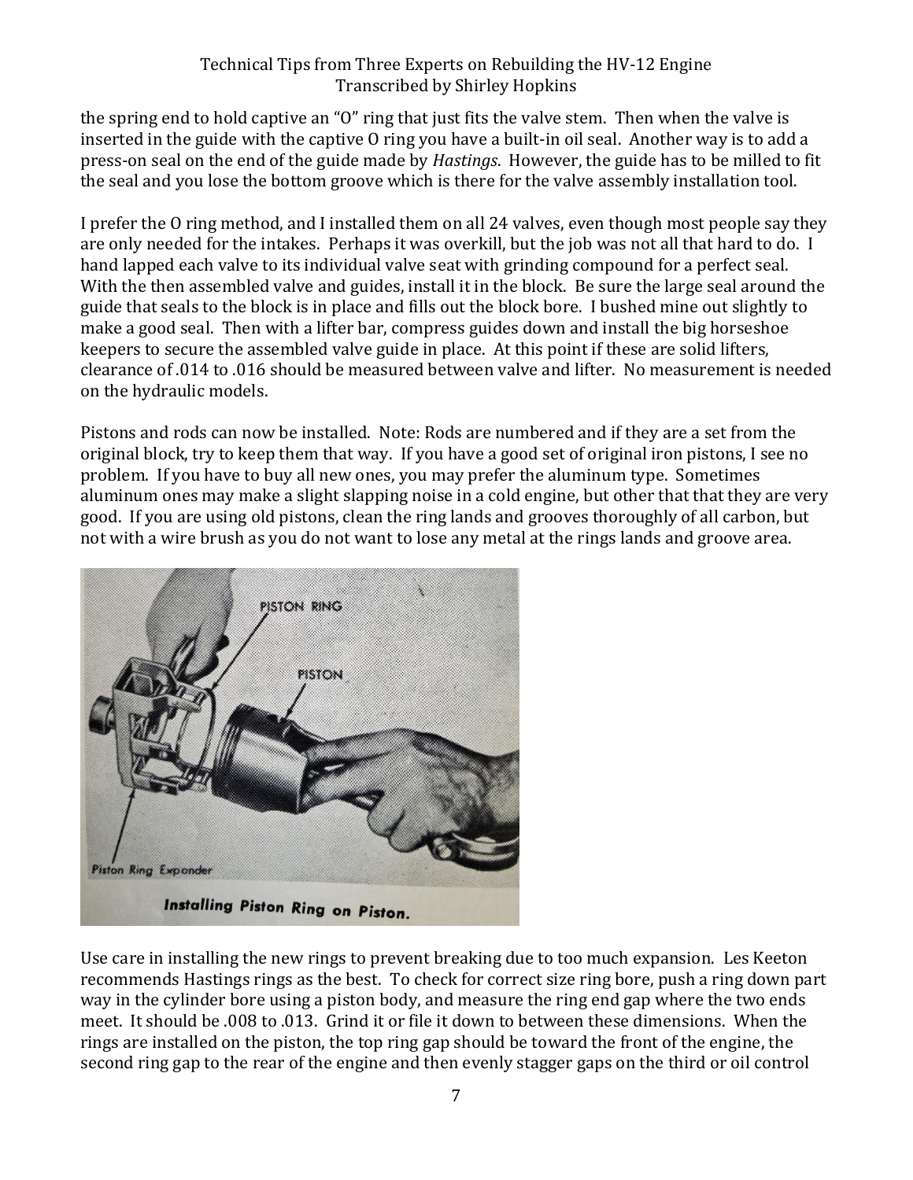the spring end to hold captive an "O" ring that just fits the valve stem. Then when the valve is inserted in the guide with the captive O ring you have a built-in oil seal. Another way is to add a press-on seal on the end of the guide made by *Hastings*. However, the guide has to be milled to fit the seal and you lose the bottom groove which is there for the valve assembly installation tool.

I prefer the O ring method, and I installed them on all 24 valves, even though most people say they are only needed for the intakes. Perhaps it was overkill, but the job was not all that hard to do. I hand lapped each valve to its individual valve seat with grinding compound for a perfect seal. With the then assembled valve and guides, install it in the block. Be sure the large seal around the guide that seals to the block is in place and fills out the block bore. I bushed mine out slightly to make a good seal. Then with a lifter bar, compress guides down and install the big horseshoe keepers to secure the assembled valve guide in place. At this point if these are solid lifters, clearance of .014 to .016 should be measured between valve and lifter. No measurement is needed on the hydraulic models.

Pistons and rods can now be installed. Note: Rods are numbered and if they are a set from the original block, try to keep them that way. If you have a good set of original iron pistons, I see no problem. If you have to buy all new ones, you may prefer the aluminum type. Sometimes aluminum ones may make a slight slapping noise in a cold engine, but other that that they are very good. If you are using old pistons, clean the ring lands and grooves thoroughly of all carbon, but not with a wire brush as you do not want to lose any metal at the rings lands and groove area.

**Installing Piston Ring on Piston.**

Use care in installing the new rings to prevent breaking due to too much expansion. Les Keeton recommends Hastings rings as the best. To check for correct size ring bore, push a ring down part way in the cylinder bore using a piston body, and measure the ring end gap where the two ends meet. It should be .008 to .013. Grind it or file it down to between these dimensions. When the rings are installed on the piston, the top ring gap should be toward the front of the engine, the second ring gap to the rear of the engine and then evenly stagger gaps on the third or oil control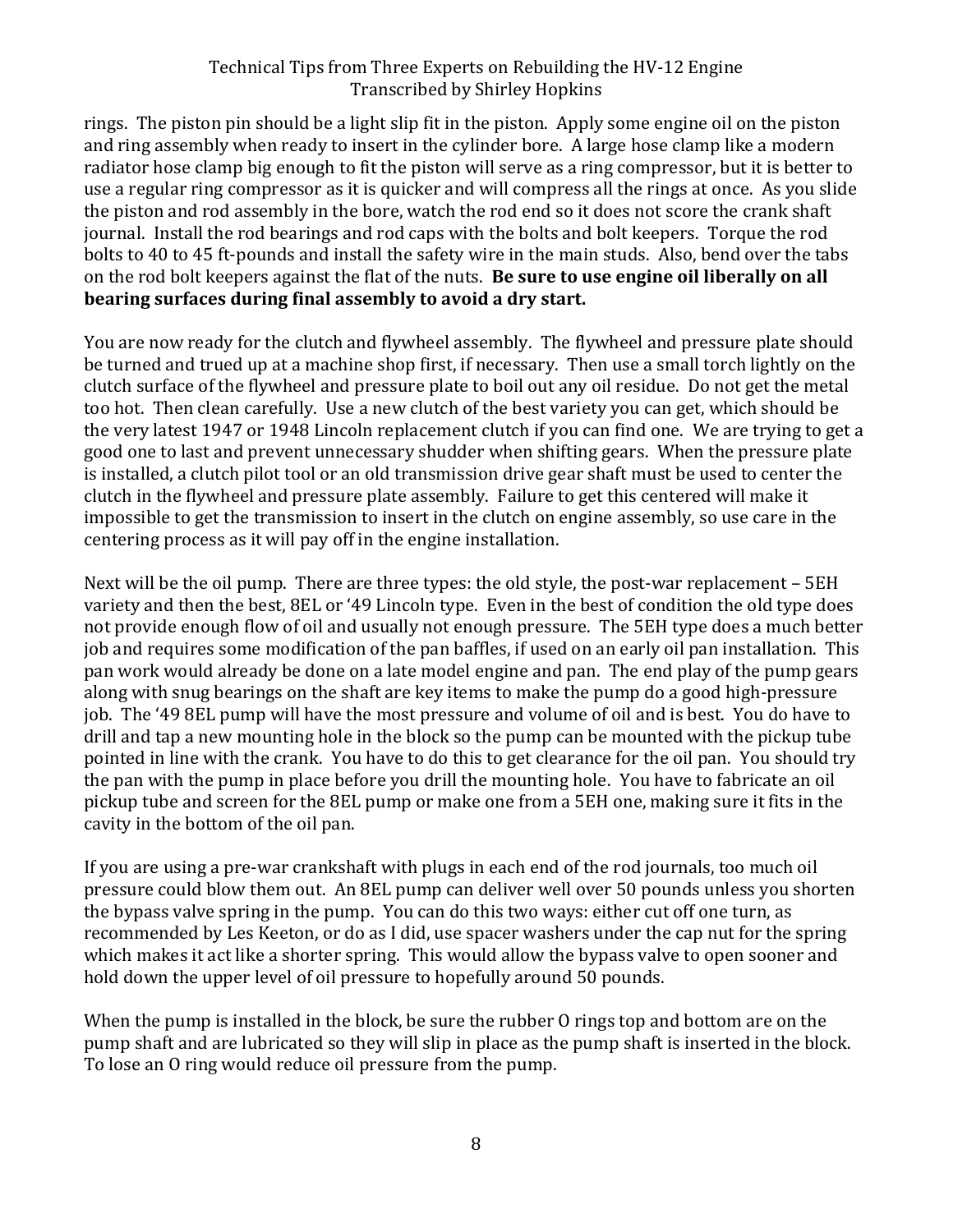rings. The piston pin should be a light slip fit in the piston. Apply some engine oil on the piston and ring assembly when ready to insert in the cylinder bore. A large hose clamp like a modern radiator hose clamp big enough to fit the piston will serve as a ring compressor, but it is better to use a regular ring compressor as it is quicker and will compress all the rings at once. As you slide the piston and rod assembly in the bore, watch the rod end so it does not score the crank shaft journal. Install the rod bearings and rod caps with the bolts and bolt keepers. Torque the rod bolts to 40 to 45 ft-pounds and install the safety wire in the main studs. Also, bend over the tabs on the rod bolt keepers against the flat of the nuts. **Be sure to use engine oil liberally on all bearing surfaces during final assembly to avoid a dry start.**

You are now ready for the clutch and flywheel assembly. The flywheel and pressure plate should be turned and trued up at a machine shop first, if necessary. Then use a small torch lightly on the clutch surface of the flywheel and pressure plate to boil out any oil residue. Do not get the metal too hot. Then clean carefully. Use a new clutch of the best variety you can get, which should be the very latest 1947 or 1948 Lincoln replacement clutch if you can find one. We are trying to get a good one to last and prevent unnecessary shudder when shifting gears. When the pressure plate is installed, a clutch pilot tool or an old transmission drive gear shaft must be used to center the clutch in the flywheel and pressure plate assembly. Failure to get this centered will make it impossible to get the transmission to insert in the clutch on engine assembly, so use care in the centering process as it will pay off in the engine installation.

Next will be the oil pump. There are three types: the old style, the post-war replacement – 5EH variety and then the best, 8EL or '49 Lincoln type. Even in the best of condition the old type does not provide enough flow of oil and usually not enough pressure. The 5EH type does a much better job and requires some modification of the pan baffles, if used on an early oil pan installation. This pan work would already be done on a late model engine and pan. The end play of the pump gears along with snug bearings on the shaft are key items to make the pump do a good high-pressure job. The '49 8EL pump will have the most pressure and volume of oil and is best. You do have to drill and tap a new mounting hole in the block so the pump can be mounted with the pickup tube pointed in line with the crank. You have to do this to get clearance for the oil pan. You should try the pan with the pump in place before you drill the mounting hole. You have to fabricate an oil pickup tube and screen for the 8EL pump or make one from a 5EH one, making sure it fits in the cavity in the bottom of the oil pan.

If you are using a pre-war crankshaft with plugs in each end of the rod journals, too much oil pressure could blow them out. An 8EL pump can deliver well over 50 pounds unless you shorten the bypass valve spring in the pump. You can do this two ways: either cut off one turn, as recommended by Les Keeton, or do as I did, use spacer washers under the cap nut for the spring which makes it act like a shorter spring. This would allow the bypass valve to open sooner and hold down the upper level of oil pressure to hopefully around 50 pounds.

When the pump is installed in the block, be sure the rubber O rings top and bottom are on the pump shaft and are lubricated so they will slip in place as the pump shaft is inserted in the block. To lose an O ring would reduce oil pressure from the pump.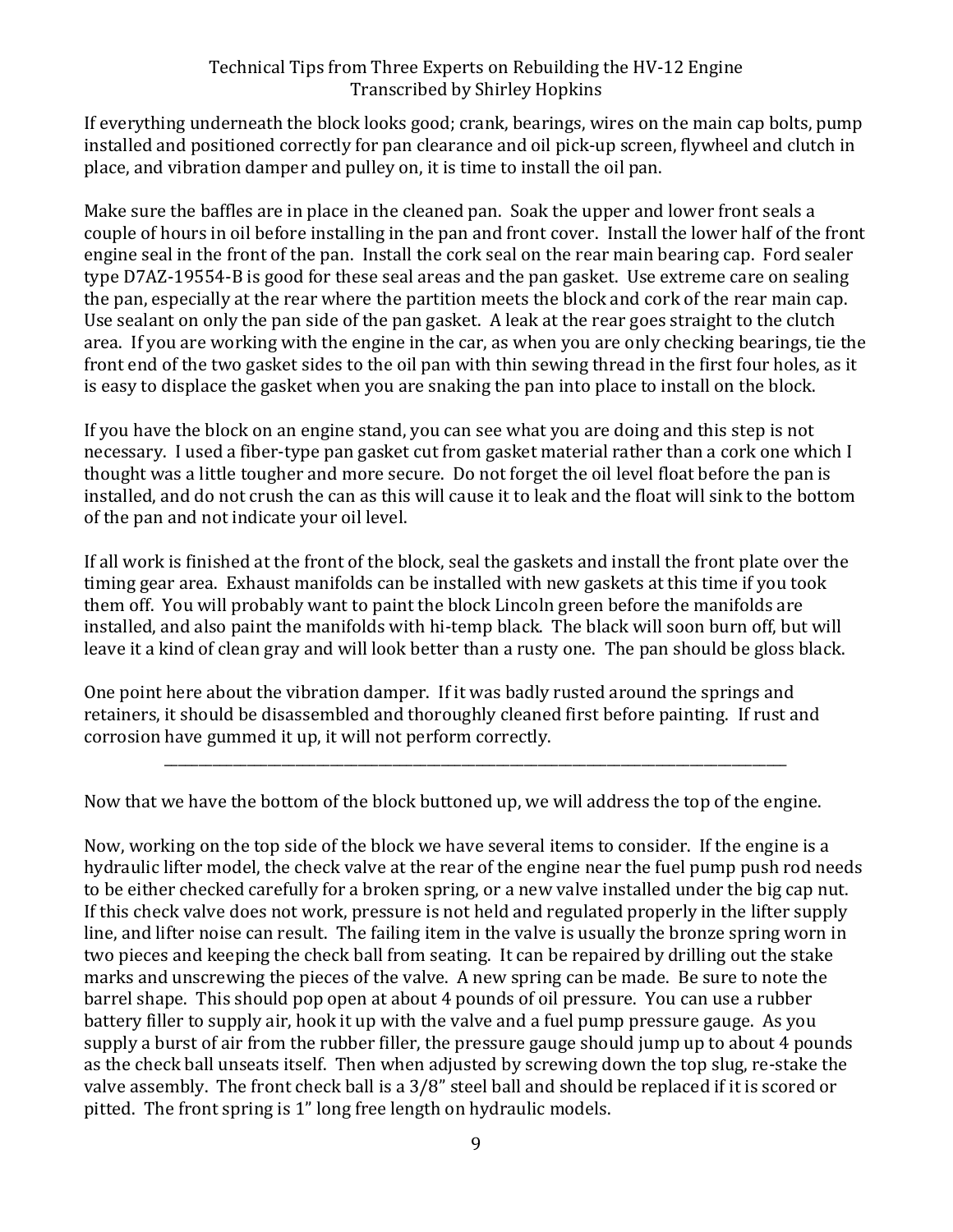If everything underneath the block looks good; crank, bearings, wires on the main cap bolts, pump installed and positioned correctly for pan clearance and oil pick-up screen, flywheel and clutch in place, and vibration damper and pulley on, it is time to install the oil pan.

Make sure the baffles are in place in the cleaned pan. Soak the upper and lower front seals a couple of hours in oil before installing in the pan and front cover. Install the lower half of the front engine seal in the front of the pan. Install the cork seal on the rear main bearing cap. Ford sealer type D7AZ-19554-B is good for these seal areas and the pan gasket. Use extreme care on sealing the pan, especially at the rear where the partition meets the block and cork of the rear main cap. Use sealant on only the pan side of the pan gasket. A leak at the rear goes straight to the clutch area. If you are working with the engine in the car, as when you are only checking bearings, tie the front end of the two gasket sides to the oil pan with thin sewing thread in the first four holes, as it is easy to displace the gasket when you are snaking the pan into place to install on the block.

If you have the block on an engine stand, you can see what you are doing and this step is not necessary. I used a fiber-type pan gasket cut from gasket material rather than a cork one which I thought was a little tougher and more secure. Do not forget the oil level float before the pan is installed, and do not crush the can as this will cause it to leak and the float will sink to the bottom of the pan and not indicate your oil level.

If all work is finished at the front of the block, seal the gaskets and install the front plate over the timing gear area. Exhaust manifolds can be installed with new gaskets at this time if you took them off. You will probably want to paint the block Lincoln green before the manifolds are installed, and also paint the manifolds with hi-temp black. The black will soon burn off, but will leave it a kind of clean gray and will look better than a rusty one. The pan should be gloss black.

One point here about the vibration damper. If it was badly rusted around the springs and retainers, it should be disassembled and thoroughly cleaned first before painting. If rust and corrosion have gummed it up, it will not perform correctly.

---

Now that we have the bottom of the block buttoned up, we will address the top of the engine.

Now, working on the top side of the block we have several items to consider. If the engine is a hydraulic lifter model, the check valve at the rear of the engine near the fuel pump push rod needs to be either checked carefully for a broken spring, or a new valve installed under the big cap nut. If this check valve does not work, pressure is not held and regulated properly in the lifter supply line, and lifter noise can result. The failing item in the valve is usually the bronze spring worn in two pieces and keeping the check ball from seating. It can be repaired by drilling out the stake marks and unscrewing the pieces of the valve. A new spring can be made. Be sure to note the barrel shape. This should pop open at about 4 pounds of oil pressure. You can use a rubber battery filler to supply air, hook it up with the valve and a fuel pump pressure gauge. As you supply a burst of air from the rubber filler, the pressure gauge should jump up to about 4 pounds as the check ball unseats itself. Then when adjusted by screwing down the top slug, re-stake the valve assembly. The front check ball is a 3/8" steel ball and should be replaced if it is scored or pitted. The front spring is 1" long free length on hydraulic models.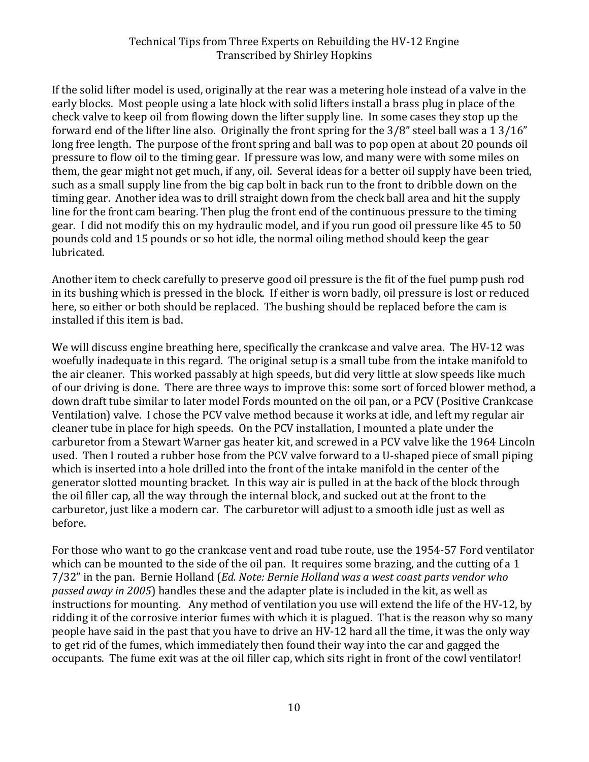If the solid lifter model is used, originally at the rear was a metering hole instead of a valve in the early blocks. Most people using a late block with solid lifters install a brass plug in place of the check valve to keep oil from flowing down the lifter supply line. In some cases they stop up the forward end of the lifter line also. Originally the front spring for the 3/8" steel ball was a 1 3/16" long free length. The purpose of the front spring and ball was to pop open at about 20 pounds oil pressure to flow oil to the timing gear. If pressure was low, and many were with some miles on them, the gear might not get much, if any, oil. Several ideas for a better oil supply have been tried, such as a small supply line from the big cap bolt in back run to the front to dribble down on the timing gear. Another idea was to drill straight down from the check ball area and hit the supply line for the front cam bearing. Then plug the front end of the continuous pressure to the timing gear. I did not modify this on my hydraulic model, and if you run good oil pressure like 45 to 50 pounds cold and 15 pounds or so hot idle, the normal oiling method should keep the gear lubricated.

Another item to check carefully to preserve good oil pressure is the fit of the fuel pump push rod in its bushing which is pressed in the block. If either is worn badly, oil pressure is lost or reduced here, so either or both should be replaced. The bushing should be replaced before the cam is installed if this item is bad.

We will discuss engine breathing here, specifically the crankcase and valve area. The HV-12 was woefully inadequate in this regard. The original setup is a small tube from the intake manifold to the air cleaner. This worked passably at high speeds, but did very little at slow speeds like much of our driving is done. There are three ways to improve this: some sort of forced blower method, a down draft tube similar to later model Fords mounted on the oil pan, or a PCV (Positive Crankcase Ventilation) valve. I chose the PCV valve method because it works at idle, and left my regular air cleaner tube in place for high speeds. On the PCV installation, I mounted a plate under the carburetor from a Stewart Warner gas heater kit, and screwed in a PCV valve like the 1964 Lincoln used. Then I routed a rubber hose from the PCV valve forward to a U-shaped piece of small piping which is inserted into a hole drilled into the front of the intake manifold in the center of the generator slotted mounting bracket. In this way air is pulled in at the back of the block through the oil filler cap, all the way through the internal block, and sucked out at the front to the carburetor, just like a modern car. The carburetor will adjust to a smooth idle just as well as before.

For those who want to go the crankcase vent and road tube route, use the 1954-57 Ford ventilator which can be mounted to the side of the oil pan. It requires some brazing, and the cutting of a 1 7/32" in the pan. Bernie Holland (*Ed. Note: Bernie Holland was a west coast parts vendor who passed away in 2005*) handles these and the adapter plate is included in the kit, as well as instructions for mounting. Any method of ventilation you use will extend the life of the HV-12, by ridding it of the corrosive interior fumes with which it is plagued. That is the reason why so many people have said in the past that you have to drive an HV-12 hard all the time, it was the only way to get rid of the fumes, which immediately then found their way into the car and gagged the occupants. The fume exit was at the oil filler cap, which sits right in front of the cowl ventilator!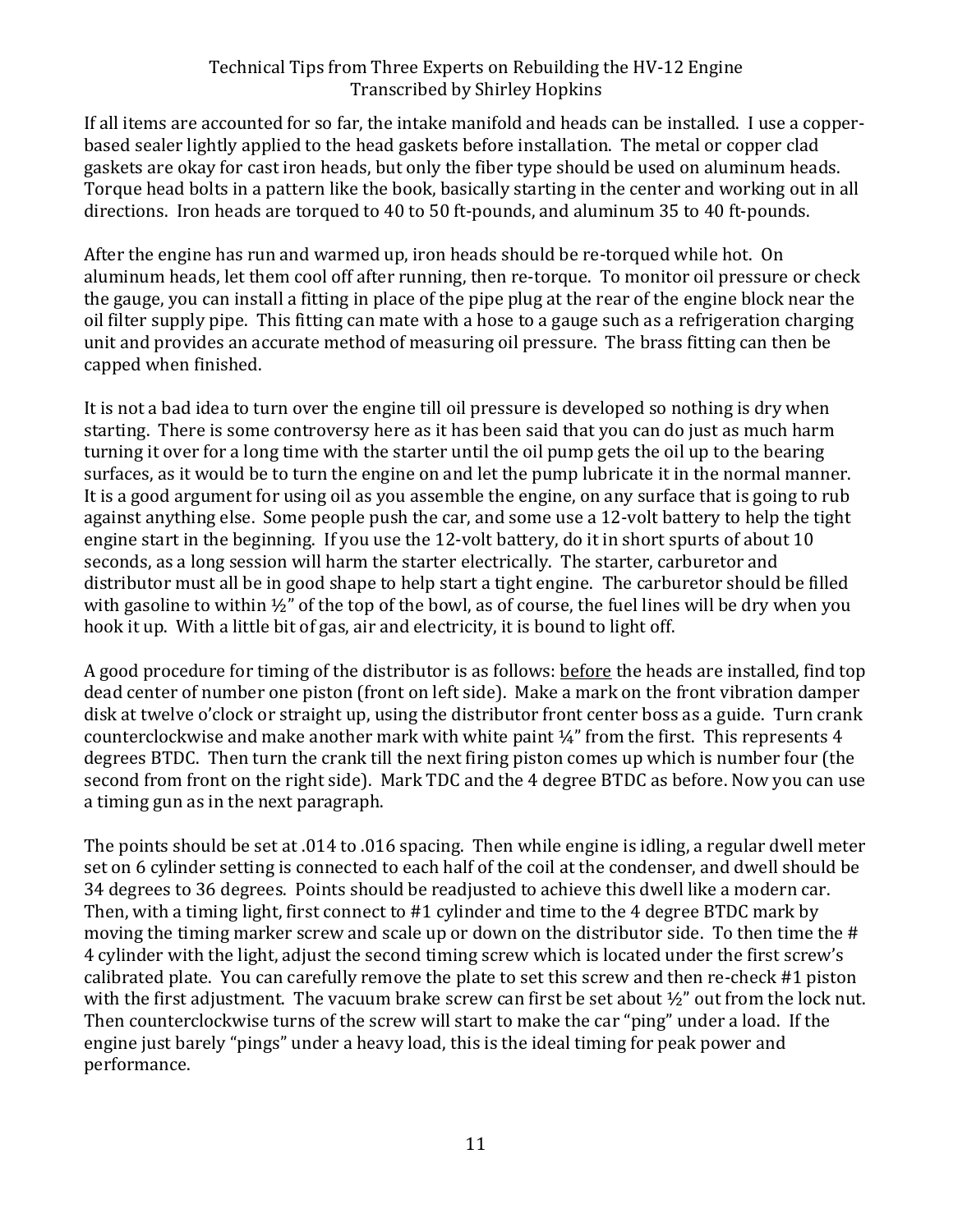If all items are accounted for so far, the intake manifold and heads can be installed. I use a copper-based sealer lightly applied to the head gaskets before installation. The metal or copper clad gaskets are okay for cast iron heads, but only the fiber type should be used on aluminum heads. Torque head bolts in a pattern like the book, basically starting in the center and working out in all directions. Iron heads are torqued to 40 to 50 ft-pounds, and aluminum 35 to 40 ft-pounds.

After the engine has run and warmed up, iron heads should be re-torqued while hot. On aluminum heads, let them cool off after running, then re-torque. To monitor oil pressure or check the gauge, you can install a fitting in place of the pipe plug at the rear of the engine block near the oil filter supply pipe. This fitting can mate with a hose to a gauge such as a refrigeration charging unit and provides an accurate method of measuring oil pressure. The brass fitting can then be capped when finished.

It is not a bad idea to turn over the engine till oil pressure is developed so nothing is dry when starting. There is some controversy here as it has been said that you can do just as much harm turning it over for a long time with the starter until the oil pump gets the oil up to the bearing surfaces, as it would be to turn the engine on and let the pump lubricate it in the normal manner. It is a good argument for using oil as you assemble the engine, on any surface that is going to rub against anything else. Some people push the car, and some use a 12-volt battery to help the tight engine start in the beginning. If you use the 12-volt battery, do it in short spurts of about 10 seconds, as a long session will harm the starter electrically. The starter, carburetor and distributor must all be in good shape to help start a tight engine. The carburetor should be filled with gasoline to within ½" of the top of the bowl, as of course, the fuel lines will be dry when you hook it up. With a little bit of gas, air and electricity, it is bound to light off.

A good procedure for timing of the distributor is as follows: <u>before</u> the heads are installed, find top dead center of number one piston (front on left side). Make a mark on the front vibration damper disk at twelve o'clock or straight up, using the distributor front center boss as a guide. Turn crank counterclockwise and make another mark with white paint ¼" from the first. This represents 4 degrees BTDC. Then turn the crank till the next firing piston comes up which is number four (the second from front on the right side). Mark TDC and the 4 degree BTDC as before. Now you can use a timing gun as in the next paragraph.

The points should be set at .014 to .016 spacing. Then while engine is idling, a regular dwell meter set on 6 cylinder setting is connected to each half of the coil at the condenser, and dwell should be 34 degrees to 36 degrees. Points should be readjusted to achieve this dwell like a modern car. Then, with a timing light, first connect to #1 cylinder and time to the 4 degree BTDC mark by moving the timing marker screw and scale up or down on the distributor side. To then time the # 4 cylinder with the light, adjust the second timing screw which is located under the first screw's calibrated plate. You can carefully remove the plate to set this screw and then re-check #1 piston with the first adjustment. The vacuum brake screw can first be set about ½" out from the lock nut. Then counterclockwise turns of the screw will start to make the car "ping" under a load. If the engine just barely "pings" under a heavy load, this is the ideal timing for peak power and performance.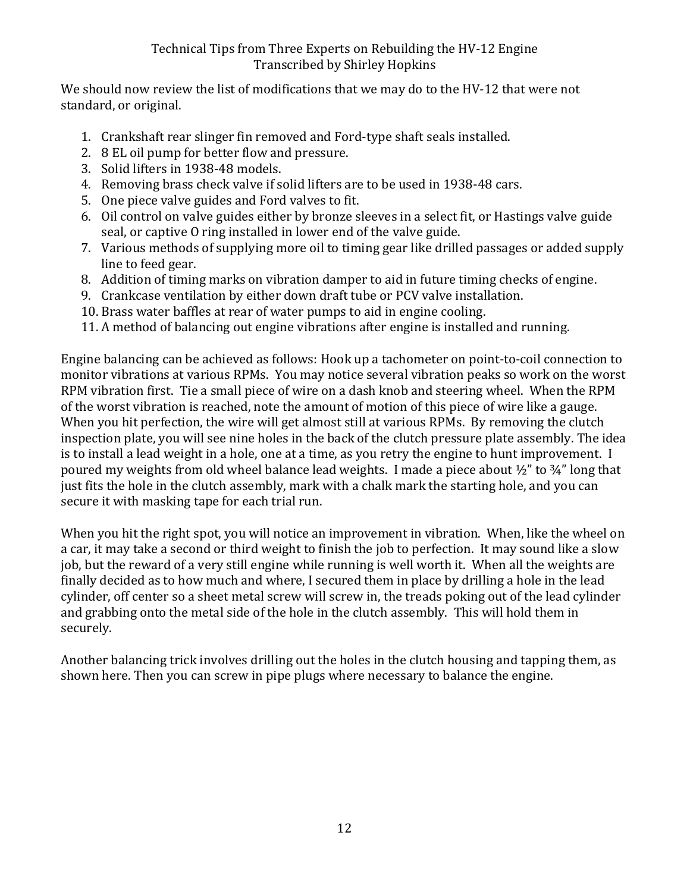We should now review the list of modifications that we may do to the HV-12 that were not standard, or original.

1. Crankshaft rear slinger fin removed and Ford-type shaft seals installed.
2. 8 EL oil pump for better flow and pressure.
3. Solid lifters in 1938-48 models.
4. Removing brass check valve if solid lifters are to be used in 1938-48 cars.
5. One piece valve guides and Ford valves to fit.
6. Oil control on valve guides either by bronze sleeves in a select fit, or Hastings valve guide seal, or captive O ring installed in lower end of the valve guide.
7. Various methods of supplying more oil to timing gear like drilled passages or added supply line to feed gear.
8. Addition of timing marks on vibration damper to aid in future timing checks of engine.
9. Crankcase ventilation by either down draft tube or PCV valve installation.
10. Brass water baffles at rear of water pumps to aid in engine cooling.
11. A method of balancing out engine vibrations after engine is installed and running.

Engine balancing can be achieved as follows: Hook up a tachometer on point-to-coil connection to monitor vibrations at various RPMs. You may notice several vibration peaks so work on the worst RPM vibration first. Tie a small piece of wire on a dash knob and steering wheel. When the RPM of the worst vibration is reached, note the amount of motion of this piece of wire like a gauge. When you hit perfection, the wire will get almost still at various RPMs. By removing the clutch inspection plate, you will see nine holes in the back of the clutch pressure plate assembly. The idea is to install a lead weight in a hole, one at a time, as you retry the engine to hunt improvement. I poured my weights from old wheel balance lead weights. I made a piece about ½" to ¾" long that just fits the hole in the clutch assembly, mark with a chalk mark the starting hole, and you can secure it with masking tape for each trial run.

When you hit the right spot, you will notice an improvement in vibration. When, like the wheel on a car, it may take a second or third weight to finish the job to perfection. It may sound like a slow job, but the reward of a very still engine while running is well worth it. When all the weights are finally decided as to how much and where, I secured them in place by drilling a hole in the lead cylinder, off center so a sheet metal screw will screw in, the treads poking out of the lead cylinder and grabbing onto the metal side of the hole in the clutch assembly. This will hold them in securely.

Another balancing trick involves drilling out the holes in the clutch housing and tapping them, as shown here. Then you can screw in pipe plugs where necessary to balance the engine.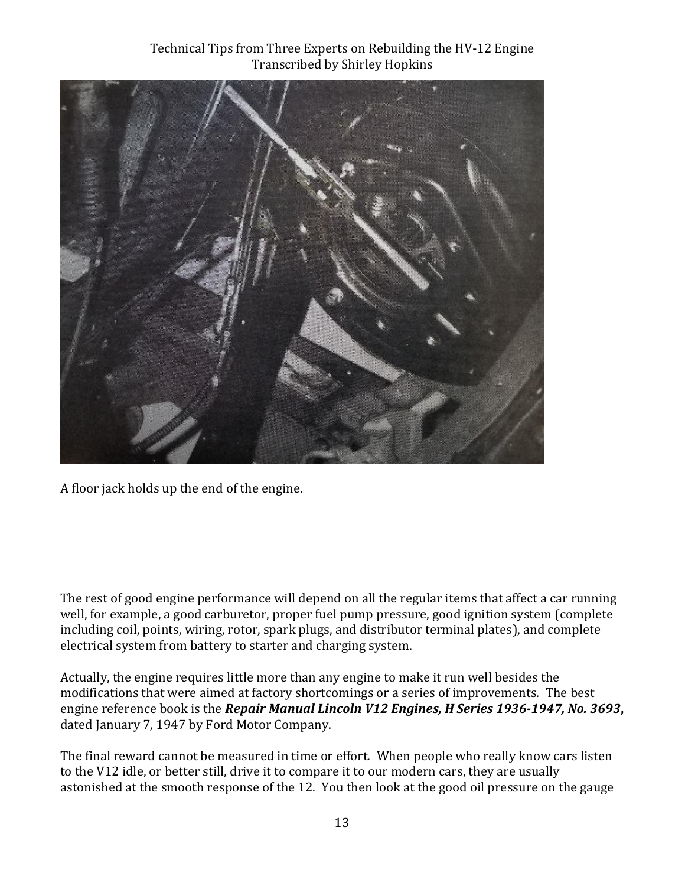A floor jack holds up the end of the engine.

The rest of good engine performance will depend on all the regular items that affect a car running well, for example, a good carburetor, proper fuel pump pressure, good ignition system (complete including coil, points, wiring, rotor, spark plugs, and distributor terminal plates), and complete electrical system from battery to starter and charging system.

Actually, the engine requires little more than any engine to make it run well besides the modifications that were aimed at factory shortcomings or a series of improvements. The best engine reference book is the ***Repair Manual Lincoln V12 Engines, H Series 1936-1947, No. 3693***, dated January 7, 1947 by Ford Motor Company.

The final reward cannot be measured in time or effort. When people who really know cars listen to the V12 idle, or better still, drive it to compare it to our modern cars, they are usually astonished at the smooth response of the 12. You then look at the good oil pressure on the gauge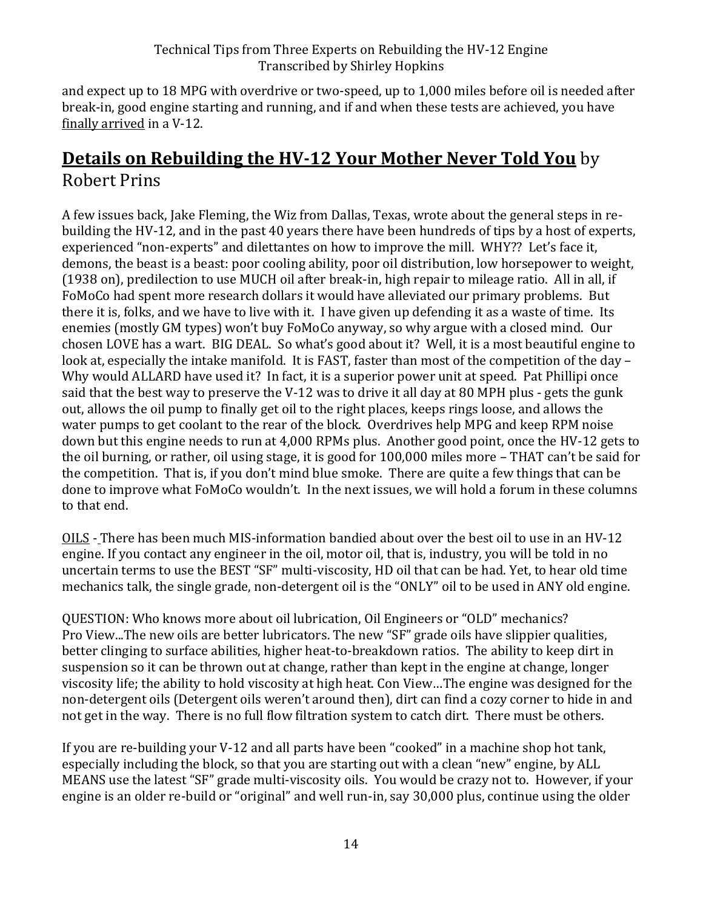and expect up to 18 MPG with overdrive or two-speed, up to 1,000 miles before oil is needed after break-in, good engine starting and running, and if and when these tests are achieved, you have finally arrived in a V-12.

## **Details on Rebuilding the HV-12 Your Mother Never Told You** by Robert Prins

A few issues back, Jake Fleming, the Wiz from Dallas, Texas, wrote about the general steps in re-building the HV-12, and in the past 40 years there have been hundreds of tips by a host of experts, experienced "non-experts" and dilettantes on how to improve the mill. WHY?? Let's face it, demons, the beast is a beast: poor cooling ability, poor oil distribution, low horsepower to weight, (1938 on), predilection to use MUCH oil after break-in, high repair to mileage ratio. All in all, if FoMoCo had spent more research dollars it would have alleviated our primary problems. But there it is, folks, and we have to live with it. I have given up defending it as a waste of time. Its enemies (mostly GM types) won't buy FoMoCo anyway, so why argue with a closed mind. Our chosen LOVE has a wart. BIG DEAL. So what's good about it? Well, it is a most beautiful engine to look at, especially the intake manifold. It is FAST, faster than most of the competition of the day – Why would ALLARD have used it? In fact, it is a superior power unit at speed. Pat Phillipi once said that the best way to preserve the V-12 was to drive it all day at 80 MPH plus - gets the gunk out, allows the oil pump to finally get oil to the right places, keeps rings loose, and allows the water pumps to get coolant to the rear of the block. Overdrives help MPG and keep RPM noise down but this engine needs to run at 4,000 RPMs plus. Another good point, once the HV-12 gets to the oil burning, or rather, oil using stage, it is good for 100,000 miles more – THAT can't be said for the competition. That is, if you don't mind blue smoke. There are quite a few things that can be done to improve what FoMoCo wouldn't. In the next issues, we will hold a forum in these columns to that end.

OILS - There has been much MIS-information bandied about over the best oil to use in an HV-12 engine. If you contact any engineer in the oil, motor oil, that is, industry, you will be told in no uncertain terms to use the BEST "SF" multi-viscosity, HD oil that can be had. Yet, to hear old time mechanics talk, the single grade, non-detergent oil is the "ONLY" oil to be used in ANY old engine.

QUESTION: Who knows more about oil lubrication, Oil Engineers or "OLD" mechanics?
Pro View...The new oils are better lubricators. The new "SF" grade oils have slippier qualities, better clinging to surface abilities, higher heat-to-breakdown ratios. The ability to keep dirt in suspension so it can be thrown out at change, rather than kept in the engine at change, longer viscosity life; the ability to hold viscosity at high heat. Con View…The engine was designed for the non-detergent oils (Detergent oils weren't around then), dirt can find a cozy corner to hide in and not get in the way. There is no full flow filtration system to catch dirt. There must be others.

If you are re-building your V-12 and all parts have been "cooked" in a machine shop hot tank, especially including the block, so that you are starting out with a clean "new" engine, by ALL MEANS use the latest "SF" grade multi-viscosity oils. You would be crazy not to. However, if your engine is an older re-build or "original" and well run-in, say 30,000 plus, continue using the older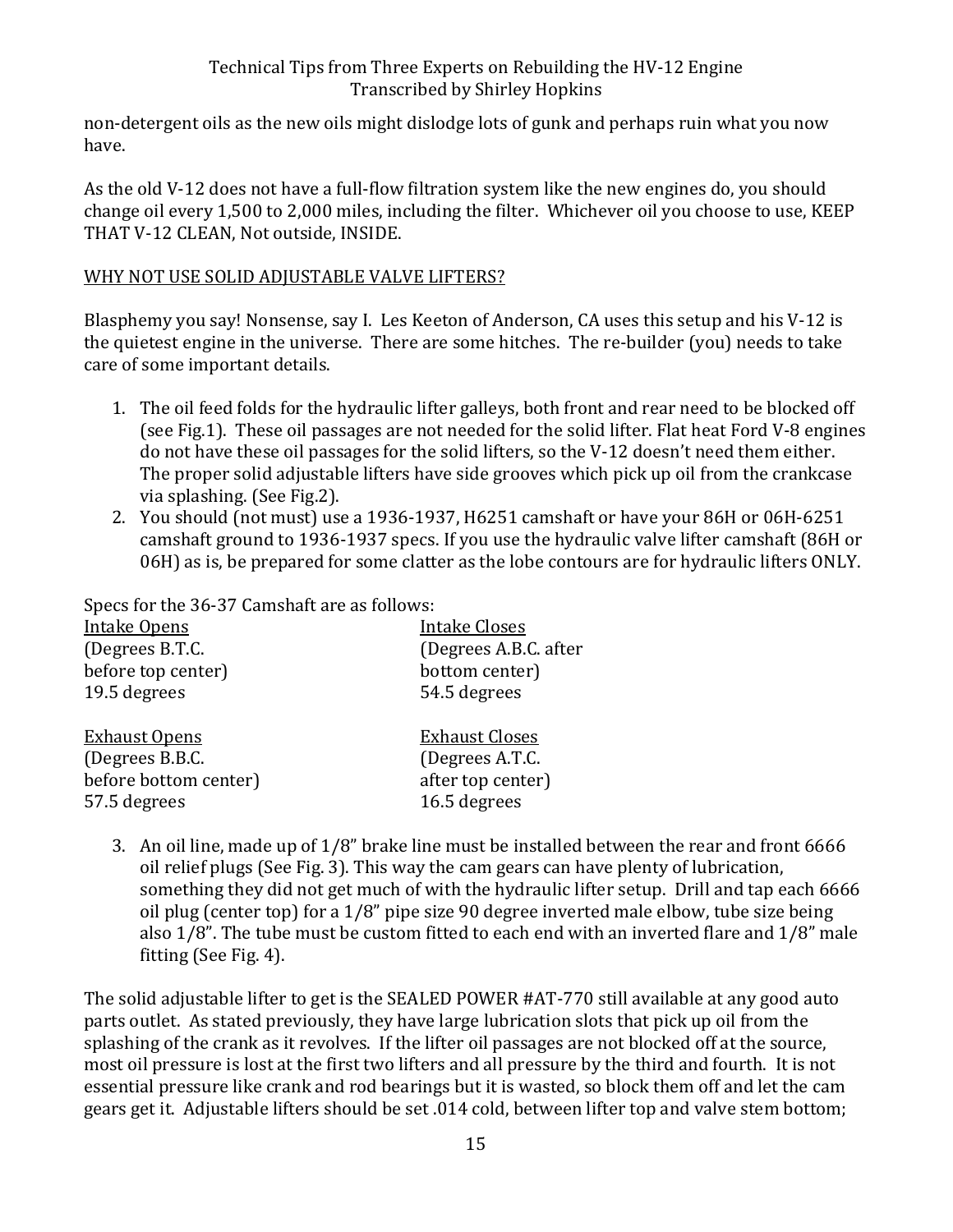non-detergent oils as the new oils might dislodge lots of gunk and perhaps ruin what you now have.

As the old V-12 does not have a full-flow filtration system like the new engines do, you should change oil every 1,500 to 2,000 miles, including the filter. Whichever oil you choose to use, KEEP THAT V-12 CLEAN, Not outside, INSIDE.

## WHY NOT USE SOLID ADJUSTABLE VALVE LIFTERS?

Blasphemy you say! Nonsense, say I. Les Keeton of Anderson, CA uses this setup and his V-12 is the quietest engine in the universe. There are some hitches. The re-builder (you) needs to take care of some important details.

1. The oil feed folds for the hydraulic lifter galleys, both front and rear need to be blocked off (see Fig.1). These oil passages are not needed for the solid lifter. Flat heat Ford V-8 engines do not have these oil passages for the solid lifters, so the V-12 doesn't need them either. The proper solid adjustable lifters have side grooves which pick up oil from the crankcase via splashing. (See Fig.2).
2. You should (not must) use a 1936-1937, H6251 camshaft or have your 86H or 06H-6251 camshaft ground to 1936-1937 specs. If you use the hydraulic valve lifter camshaft (86H or 06H) as is, be prepared for some clatter as the lobe contours are for hydraulic lifters ONLY.

Specs for the 36-37 Camshaft are as follows:

| Intake Opens | Intake Closes |
|---|---|
| (Degrees B.T.C. before top center) | (Degrees A.B.C. after bottom center) |
| 19.5 degrees | 54.5 degrees |

| Exhaust Opens | Exhaust Closes |
|---|---|
| (Degrees B.B.C. before bottom center) | (Degrees A.T.C. after top center) |
| 57.5 degrees | 16.5 degrees |

3. An oil line, made up of 1/8" brake line must be installed between the rear and front 6666 oil relief plugs (See Fig. 3). This way the cam gears can have plenty of lubrication, something they did not get much of with the hydraulic lifter setup. Drill and tap each 6666 oil plug (center top) for a 1/8" pipe size 90 degree inverted male elbow, tube size being also 1/8". The tube must be custom fitted to each end with an inverted flare and 1/8" male fitting (See Fig. 4).

The solid adjustable lifter to get is the SEALED POWER #AT-770 still available at any good auto parts outlet. As stated previously, they have large lubrication slots that pick up oil from the splashing of the crank as it revolves. If the lifter oil passages are not blocked off at the source, most oil pressure is lost at the first two lifters and all pressure by the third and fourth. It is not essential pressure like crank and rod bearings but it is wasted, so block them off and let the cam gears get it. Adjustable lifters should be set .014 cold, between lifter top and valve stem bottom;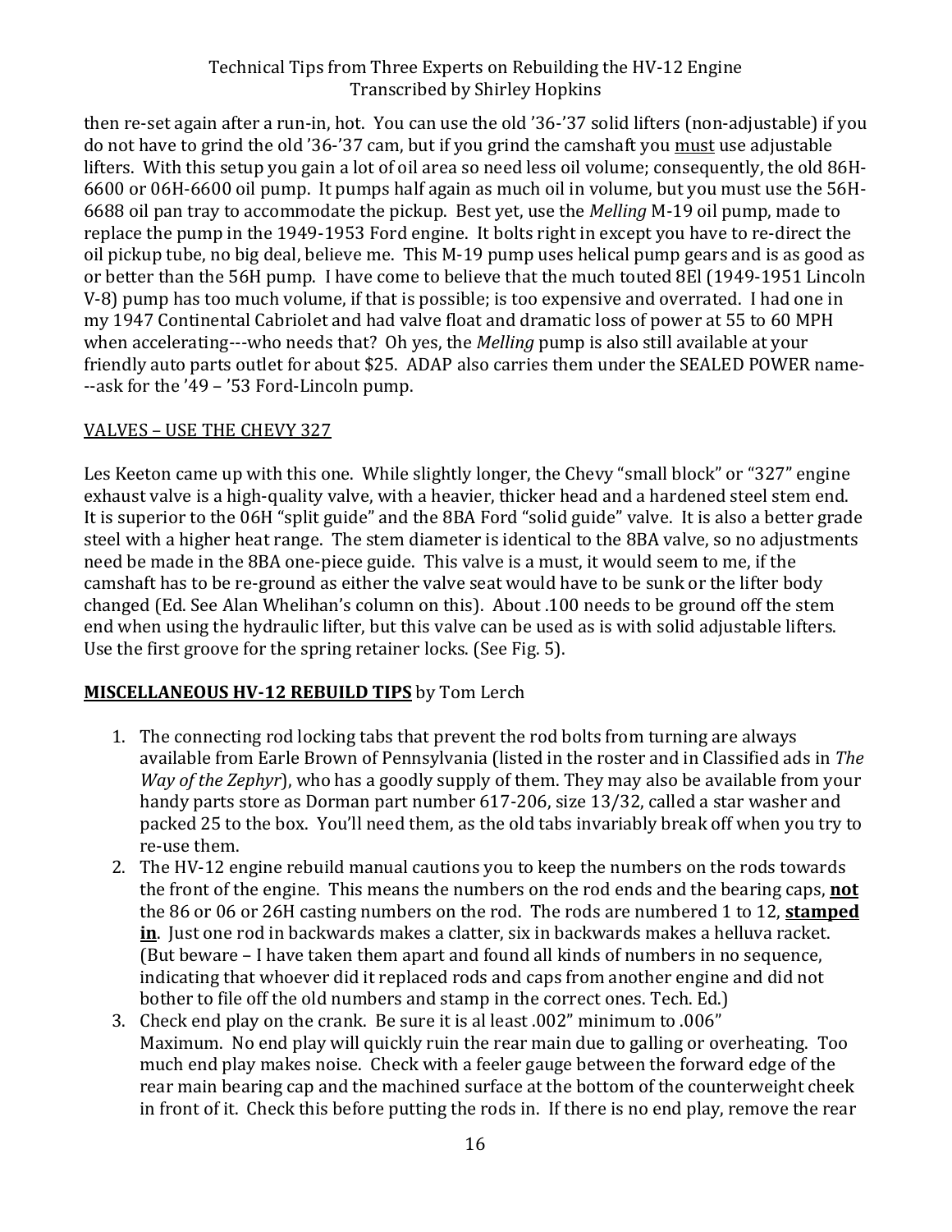then re-set again after a run-in, hot. You can use the old '36-'37 solid lifters (non-adjustable) if you do not have to grind the old '36-'37 cam, but if you grind the camshaft you <u>must</u> use adjustable lifters. With this setup you gain a lot of oil area so need less oil volume; consequently, the old 86H-6600 or 06H-6600 oil pump. It pumps half again as much oil in volume, but you must use the 56H-6688 oil pan tray to accommodate the pickup. Best yet, use the *Melling* M-19 oil pump, made to replace the pump in the 1949-1953 Ford engine. It bolts right in except you have to re-direct the oil pickup tube, no big deal, believe me. This M-19 pump uses helical pump gears and is as good as or better than the 56H pump. I have come to believe that the much touted 8El (1949-1951 Lincoln V-8) pump has too much volume, if that is possible; is too expensive and overrated. I had one in my 1947 Continental Cabriolet and had valve float and dramatic loss of power at 55 to 60 MPH when accelerating---who needs that? Oh yes, the *Melling* pump is also still available at your friendly auto parts outlet for about $25. ADAP also carries them under the SEALED POWER name---ask for the '49 – '53 Ford-Lincoln pump.

<u>VALVES – USE THE CHEVY 327</u>

Les Keeton came up with this one. While slightly longer, the Chevy "small block" or "327" engine exhaust valve is a high-quality valve, with a heavier, thicker head and a hardened steel stem end. It is superior to the 06H "split guide" and the 8BA Ford "solid guide" valve. It is also a better grade steel with a higher heat range. The stem diameter is identical to the 8BA valve, so no adjustments need be made in the 8BA one-piece guide. This valve is a must, it would seem to me, if the camshaft has to be re-ground as either the valve seat would have to be sunk or the lifter body changed (Ed. See Alan Whelihan's column on this). About .100 needs to be ground off the stem end when using the hydraulic lifter, but this valve can be used as is with solid adjustable lifters. Use the first groove for the spring retainer locks. (See Fig. 5).

**<u>MISCELLANEOUS HV-12 REBUILD TIPS</u>** by Tom Lerch

1. The connecting rod locking tabs that prevent the rod bolts from turning are always available from Earle Brown of Pennsylvania (listed in the roster and in Classified ads in *The Way of the Zephyr*), who has a goodly supply of them. They may also be available from your handy parts store as Dorman part number 617-206, size 13/32, called a star washer and packed 25 to the box. You'll need them, as the old tabs invariably break off when you try to re-use them.
2. The HV-12 engine rebuild manual cautions you to keep the numbers on the rods towards the front of the engine. This means the numbers on the rod ends and the bearing caps, **<u>not</u>** the 86 or 06 or 26H casting numbers on the rod. The rods are numbered 1 to 12, **<u>stamped in</u>**. Just one rod in backwards makes a clatter, six in backwards makes a helluva racket. (But beware – I have taken them apart and found all kinds of numbers in no sequence, indicating that whoever did it replaced rods and caps from another engine and did not bother to file off the old numbers and stamp in the correct ones. Tech. Ed.)
3. Check end play on the crank. Be sure it is al least .002" minimum to .006" Maximum. No end play will quickly ruin the rear main due to galling or overheating. Too much end play makes noise. Check with a feeler gauge between the forward edge of the rear main bearing cap and the machined surface at the bottom of the counterweight cheek in front of it. Check this before putting the rods in. If there is no end play, remove the rear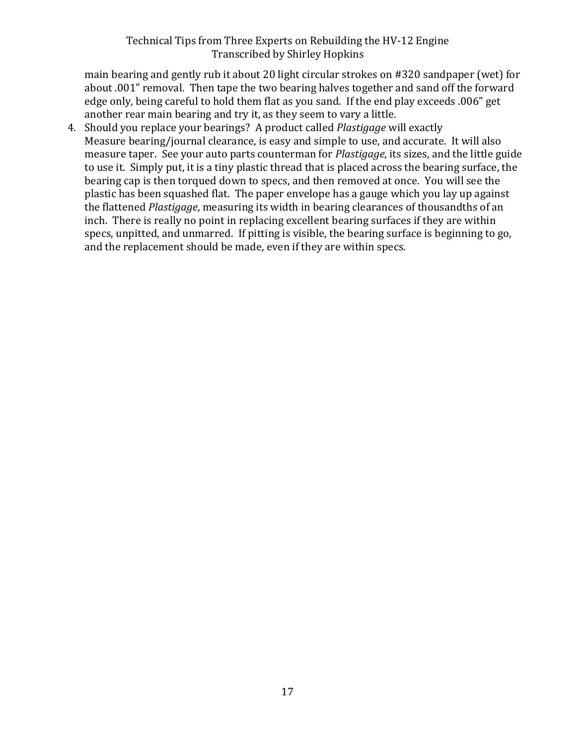main bearing and gently rub it about 20 light circular strokes on #320 sandpaper (wet) for about .001" removal. Then tape the two bearing halves together and sand off the forward edge only, being careful to hold them flat as you sand. If the end play exceeds .006" get another rear main bearing and try it, as they seem to vary a little.

4. Should you replace your bearings? A product called *Plastigage* will exactly Measure bearing/journal clearance, is easy and simple to use, and accurate. It will also measure taper. See your auto parts counterman for *Plastigage*, its sizes, and the little guide to use it. Simply put, it is a tiny plastic thread that is placed across the bearing surface, the bearing cap is then torqued down to specs, and then removed at once. You will see the plastic has been squashed flat. The paper envelope has a gauge which you lay up against the flattened *Plastigage*, measuring its width in bearing clearances of thousandths of an inch. There is really no point in replacing excellent bearing surfaces if they are within specs, unpitted, and unmarred. If pitting is visible, the bearing surface is beginning to go, and the replacement should be made, even if they are within specs.